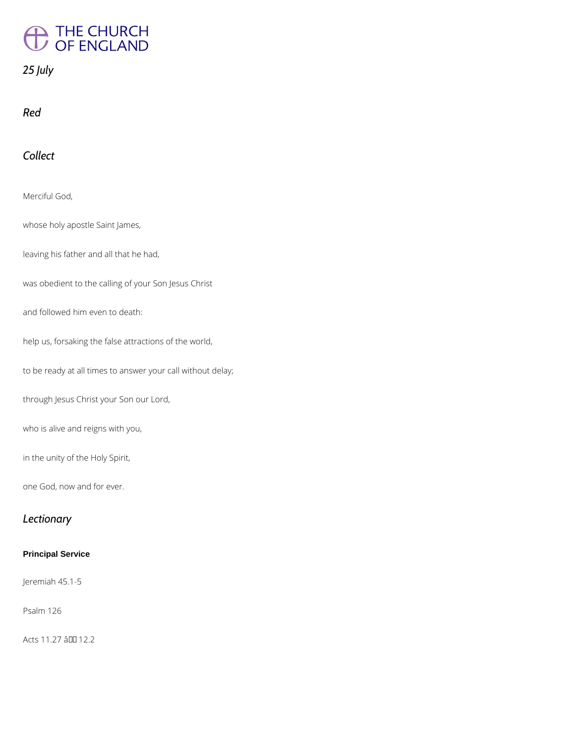*25 July*

*Red*

## *Collect*

Merciful God,

whose holy apostle Saint James,

leaving his father and all that he had,

was obedient to the calling of your Son Jesus Christ

and followed him even to death:

help us, forsaking the false attractions of the world,

to be ready at all times to answer your call without delay;

through Jesus Christ your Son our Lord,

who is alive and reigns with you,

in the unity of the Holy Spirit,

one God, now and for ever.

## *Lectionary*

**Principal Service**

Jeremiah 45.1-5

Psalm 126

Acts 11.27 â 12.2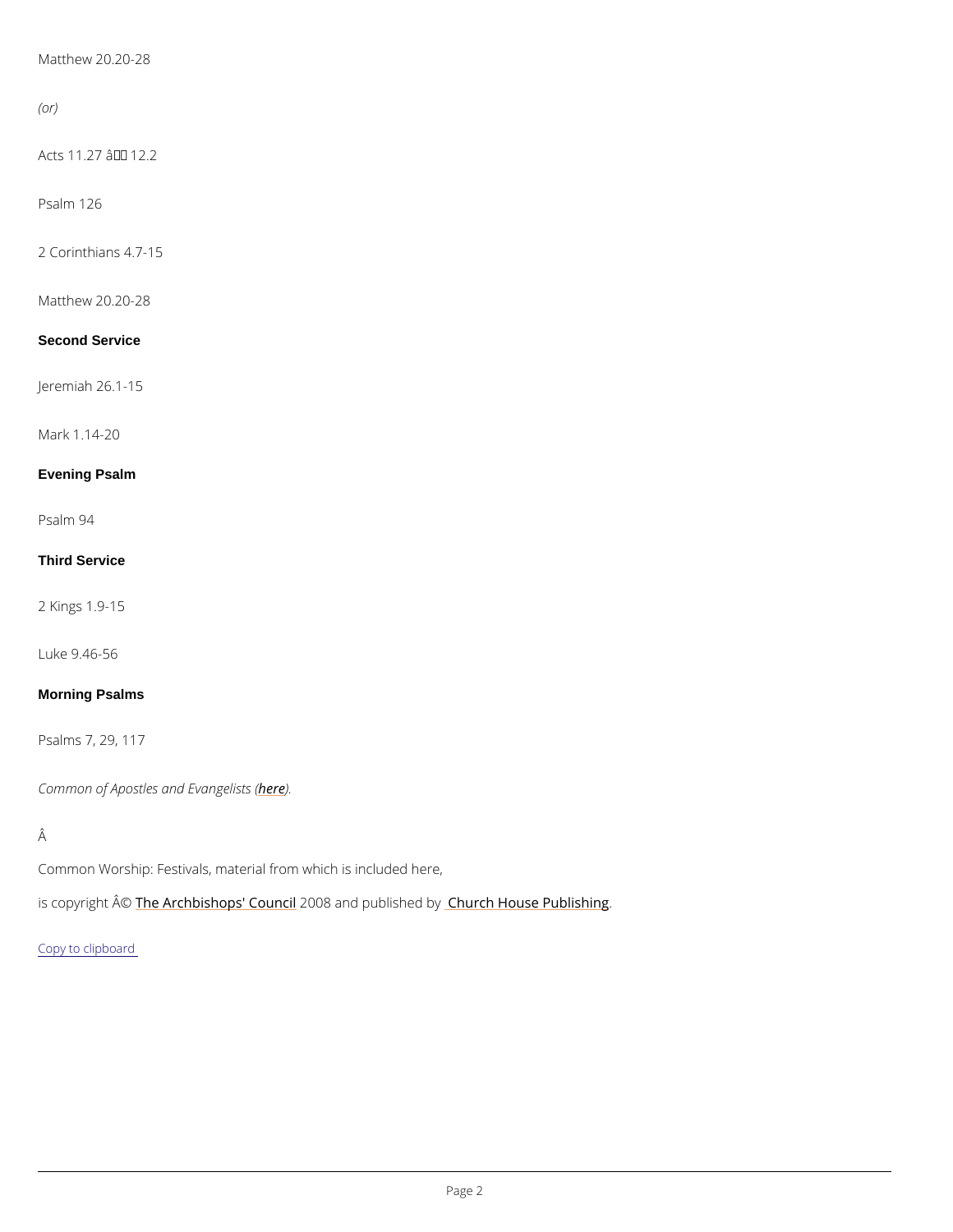Matthew 20.20-28

*(or)*

Acts 11.27 â 12.2

Psalm 126

2 Corinthians 4.7-15

Matthew 20.20-28

**Second Service**

Jeremiah 26.1-15

Mark 1.14-20

**Evening Psalm**

Psalm 94

**Third Service**

2 Kings 1.9-15

Luke 9.46-56

**Morning Psalms**

Psalms 7, 29, 117

*Common of Apostles and Evangelists (here).*

Â

Common Worship: Festivals, material from which is included here,

is copyright Â© The Archbishops' Council 2008 and published by Church House Publishing.

Copy to clipboard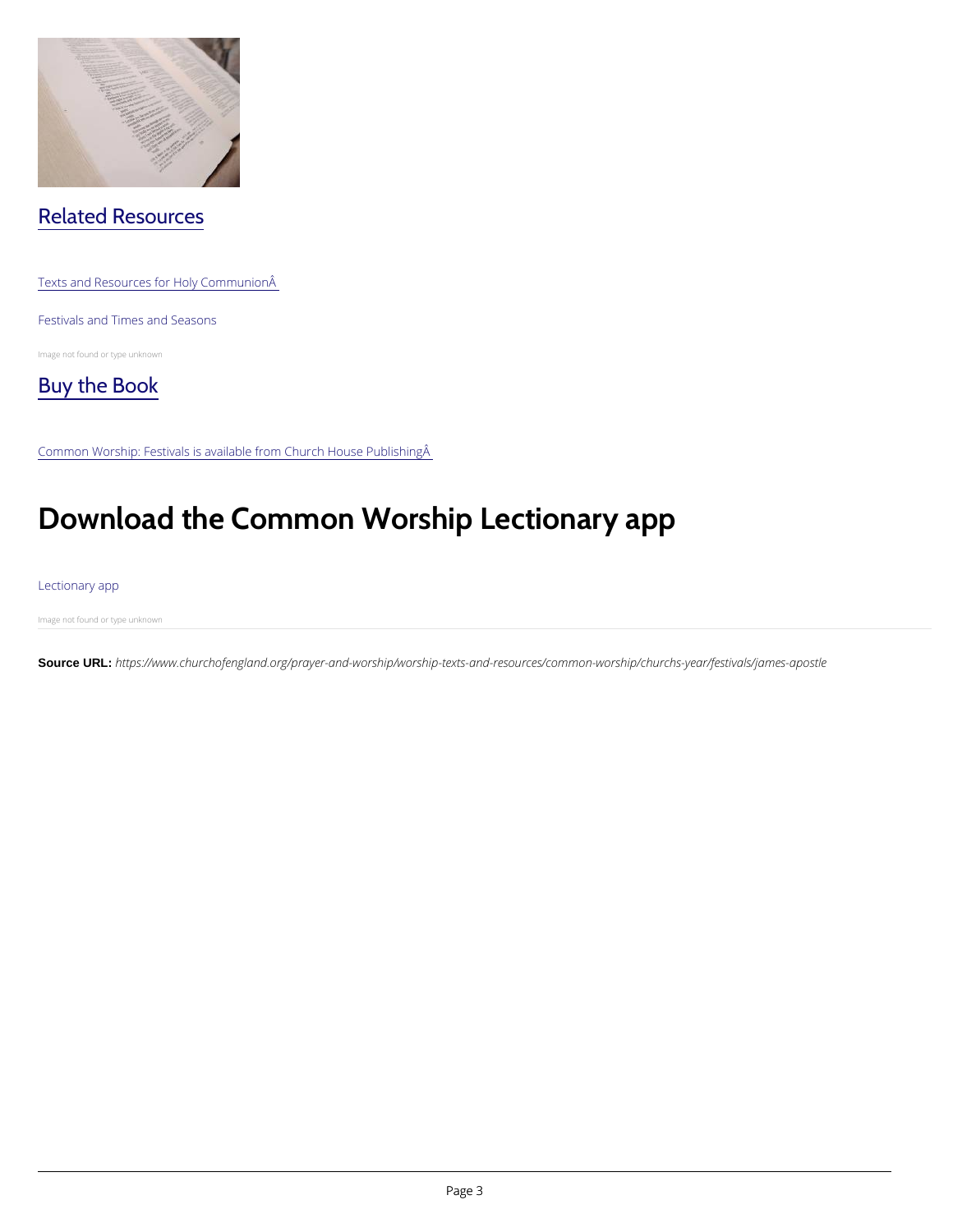## Related Resources

Texts and Resources for Holy CommunionÂ

Festivals and Times and Seasons

Image not found or type unknown

## Buy the Book

Common Worship: Festivals is available from Church House PublishingÂ

# Download the Common Worship Lectionary app

Lectionary app

Image not found or type unknown

**Source URL:** https://www.churchofengland.org/prayer-and-worship/worship-texts-and-resources/common-worship/churchs-year/festivals/james-apostle